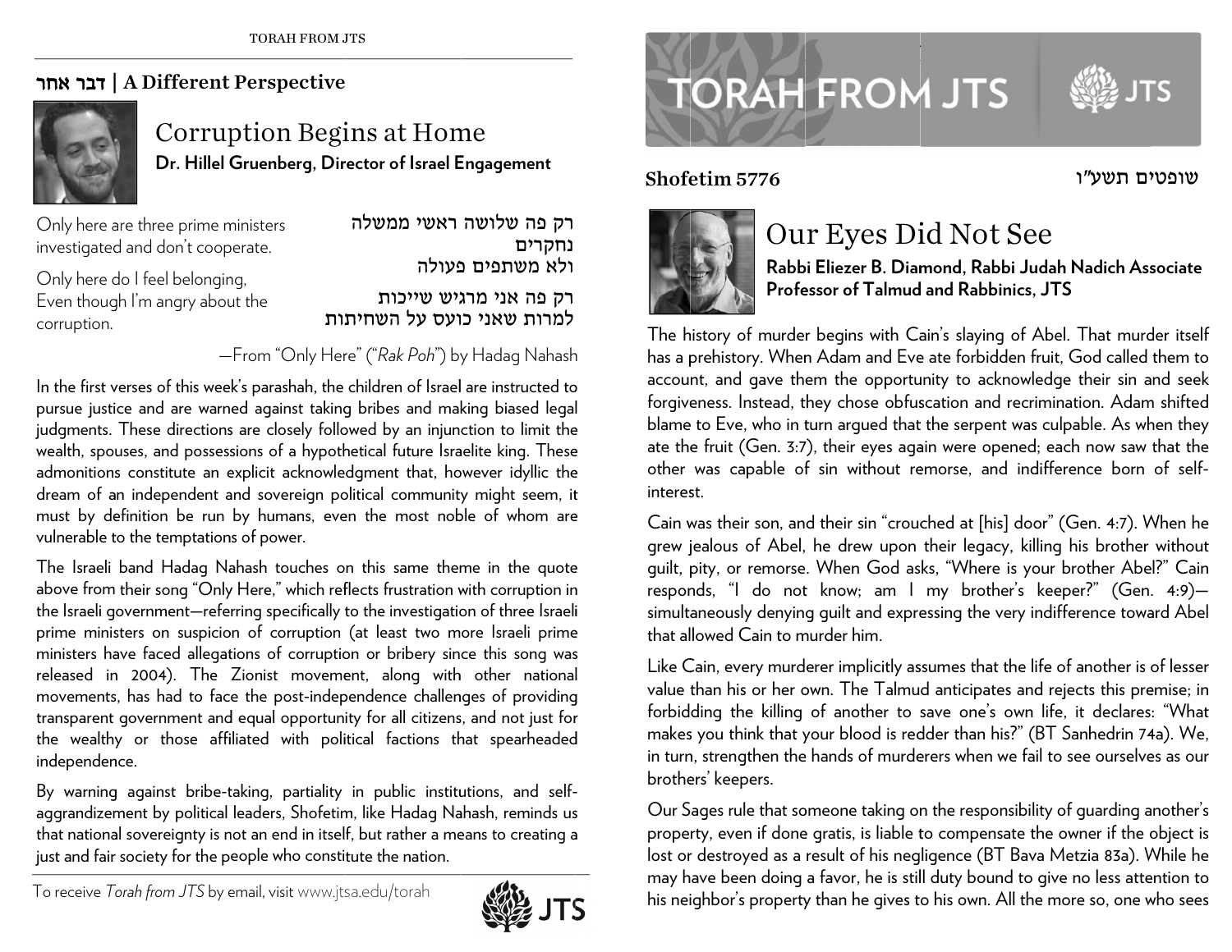## דבר אחר | A Different Perspective

# Corruption Begins at Home

**Dr. Hillel Gruenberg, Director of Israel Engagement**

Only here are three prime ministers investigated and don't cooperate.

Only here do I feel belonging,
Even though I'm angry about the corruption.

רק פה שלושה ראשי ממשלה נחקרים
ולא משתפים פעולה

רק פה אני מרגיש שייכות
למרות שאני כועס על השחיתות

—From "Only Here" ("*Rak Poh*") by Hadag Nahash

In the first verses of this week's parashah, the children of Israel are instructed to pursue justice and are warned against taking bribes and making biased legal judgments. These directions are closely followed by an injunction to limit the wealth, spouses, and possessions of a hypothetical future Israelite king. These admonitions constitute an explicit acknowledgment that, however idyllic the dream of an independent and sovereign political community might seem, it must by definition be run by humans, even the most noble of whom are vulnerable to the temptations of power.

The Israeli band Hadag Nahash touches on this same theme in the quote above from their song "Only Here," which reflects frustration with corruption in the Israeli government—referring specifically to the investigation of three Israeli prime ministers on suspicion of corruption (at least two more Israeli prime ministers have faced allegations of corruption or bribery since this song was released in 2004). The Zionist movement, along with other national movements, has had to face the post-independence challenges of providing transparent government and equal opportunity for all citizens, and not just for the wealthy or those affiliated with political factions that spearheaded independence.

By warning against bribe-taking, partiality in public institutions, and self-aggrandizement by political leaders, Shofetim, like Hadag Nahash, reminds us that national sovereignty is not an end in itself, but rather a means to creating a just and fair society for the people who constitute the nation.

To receive *Torah from JTS* by email, visit www.jtsa.edu/torah

# TORAH FROM JTS

**Shofetim 5776** שופטים תשע"ו

# Our Eyes Did Not See

**Rabbi Eliezer B. Diamond, Rabbi Judah Nadich Associate Professor of Talmud and Rabbinics, JTS**

The history of murder begins with Cain's slaying of Abel. That murder itself has a prehistory. When Adam and Eve ate forbidden fruit, God called them to account, and gave them the opportunity to acknowledge their sin and seek forgiveness. Instead, they chose obfuscation and recrimination. Adam shifted blame to Eve, who in turn argued that the serpent was culpable. As when they ate the fruit (Gen. 3:7), their eyes again were opened; each now saw that the other was capable of sin without remorse, and indifference born of self-interest.

Cain was their son, and their sin "crouched at [his] door" (Gen. 4:7). When he grew jealous of Abel, he drew upon their legacy, killing his brother without guilt, pity, or remorse. When God asks, "Where is your brother Abel?" Cain responds, "I do not know; am I my brother's keeper?" (Gen. 4:9)—simultaneously denying guilt and expressing the very indifference toward Abel that allowed Cain to murder him.

Like Cain, every murderer implicitly assumes that the life of another is of lesser value than his or her own. The Talmud anticipates and rejects this premise; in forbidding the killing of another to save one's own life, it declares: "What makes you think that your blood is redder than his?" (BT Sanhedrin 74a). We, in turn, strengthen the hands of murderers when we fail to see ourselves as our brothers' keepers.

Our Sages rule that someone taking on the responsibility of guarding another's property, even if done gratis, is liable to compensate the owner if the object is lost or destroyed as a result of his negligence (BT Bava Metzia 83a). While he may have been doing a favor, he is still duty bound to give no less attention to his neighbor's property than he gives to his own. All the more so, one who sees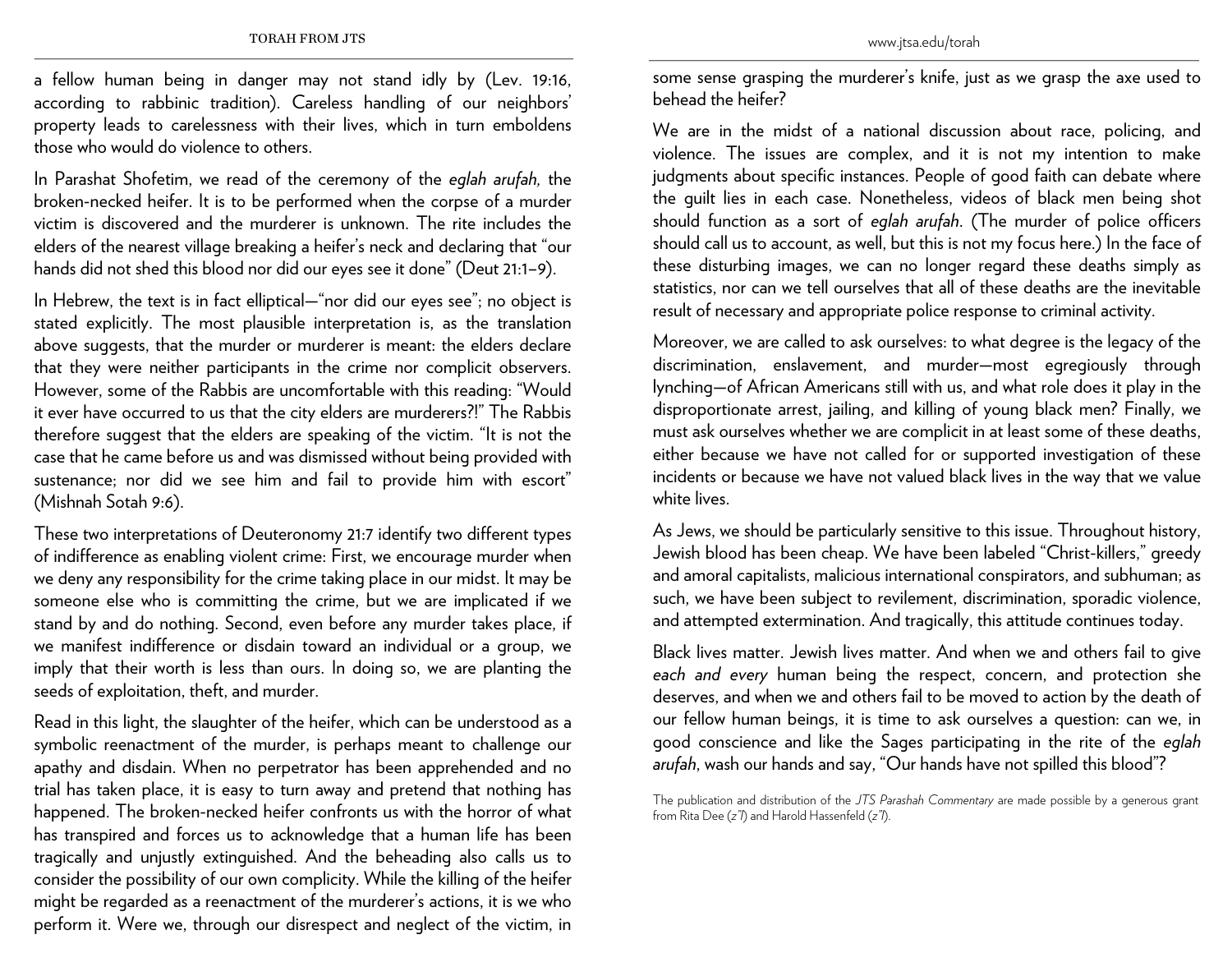a fellow human being in danger may not stand idly by (Lev. 19:16, according to rabbinic tradition). Careless handling of our neighbors' property leads to carelessness with their lives, which in turn emboldens those who would do violence to others.

In Parashat Shofetim, we read of the ceremony of the *eglah arufah,* the broken-necked heifer. It is to be performed when the corpse of a murder victim is discovered and the murderer is unknown. The rite includes the elders of the nearest village breaking a heifer's neck and declaring that "our hands did not shed this blood nor did our eyes see it done" (Deut 21:1–9).

In Hebrew, the text is in fact elliptical—"nor did our eyes see"; no object is stated explicitly. The most plausible interpretation is, as the translation above suggests, that the murder or murderer is meant: the elders declare that they were neither participants in the crime nor complicit observers. However, some of the Rabbis are uncomfortable with this reading: "Would it ever have occurred to us that the city elders are murderers?!" The Rabbis therefore suggest that the elders are speaking of the victim. "It is not the case that he came before us and was dismissed without being provided with sustenance; nor did we see him and fail to provide him with escort" (Mishnah Sotah 9:6).

These two interpretations of Deuteronomy 21:7 identify two different types of indifference as enabling violent crime: First, we encourage murder when we deny any responsibility for the crime taking place in our midst. It may be someone else who is committing the crime, but we are implicated if we stand by and do nothing. Second, even before any murder takes place, if we manifest indifference or disdain toward an individual or a group, we imply that their worth is less than ours. In doing so, we are planting the seeds of exploitation, theft, and murder.

Read in this light, the slaughter of the heifer, which can be understood as a symbolic reenactment of the murder, is perhaps meant to challenge our apathy and disdain. When no perpetrator has been apprehended and no trial has taken place, it is easy to turn away and pretend that nothing has happened. The broken-necked heifer confronts us with the horror of what has transpired and forces us to acknowledge that a human life has been tragically and unjustly extinguished. And the beheading also calls us to consider the possibility of our own complicity. While the killing of the heifer might be regarded as a reenactment of the murderer's actions, it is we who perform it. Were we, through our disrespect and neglect of the victim, in some sense grasping the murderer's knife, just as we grasp the axe used to behead the heifer?

We are in the midst of a national discussion about race, policing, and violence. The issues are complex, and it is not my intention to make judgments about specific instances. People of good faith can debate where the guilt lies in each case. Nonetheless, videos of black men being shot should function as a sort of *eglah arufah*. (The murder of police officers should call us to account, as well, but this is not my focus here.) In the face of these disturbing images, we can no longer regard these deaths simply as statistics, nor can we tell ourselves that all of these deaths are the inevitable result of necessary and appropriate police response to criminal activity.

Moreover, we are called to ask ourselves: to what degree is the legacy of the discrimination, enslavement, and murder—most egregiously through lynching—of African Americans still with us, and what role does it play in the disproportionate arrest, jailing, and killing of young black men? Finally, we must ask ourselves whether we are complicit in at least some of these deaths, either because we have not called for or supported investigation of these incidents or because we have not valued black lives in the way that we value white lives.

As Jews, we should be particularly sensitive to this issue. Throughout history, Jewish blood has been cheap. We have been labeled "Christ-killers," greedy and amoral capitalists, malicious international conspirators, and subhuman; as such, we have been subject to revilement, discrimination, sporadic violence, and attempted extermination. And tragically, this attitude continues today.

Black lives matter. Jewish lives matter. And when we and others fail to give *each and every* human being the respect, concern, and protection she deserves, and when we and others fail to be moved to action by the death of our fellow human beings, it is time to ask ourselves a question: can we, in good conscience and like the Sages participating in the rite of the *eglah arufah*, wash our hands and say, "Our hands have not spilled this blood"?

The publication and distribution of the *JTS Parashah Commentary* are made possible by a generous grant from Rita Dee (*z"l*) and Harold Hassenfeld (*z"l*).